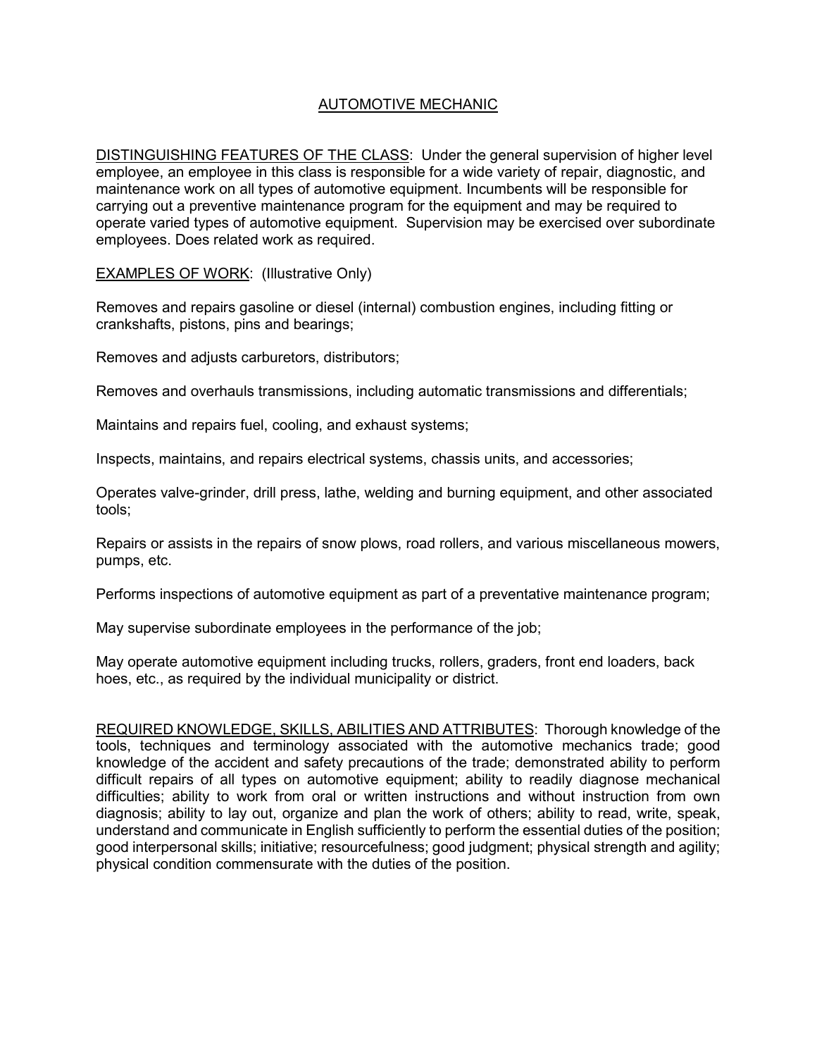# AUTOMOTIVE MECHANIC

DISTINGUISHING FEATURES OF THE CLASS: Under the general supervision of higher level employee, an employee in this class is responsible for a wide variety of repair, diagnostic, and maintenance work on all types of automotive equipment. Incumbents will be responsible for carrying out a preventive maintenance program for the equipment and may be required to operate varied types of automotive equipment. Supervision may be exercised over subordinate employees. Does related work as required.

EXAMPLES OF WORK: (Illustrative Only)

Removes and repairs gasoline or diesel (internal) combustion engines, including fitting or crankshafts, pistons, pins and bearings;

Removes and adjusts carburetors, distributors;

Removes and overhauls transmissions, including automatic transmissions and differentials;

Maintains and repairs fuel, cooling, and exhaust systems;

Inspects, maintains, and repairs electrical systems, chassis units, and accessories;

Operates valve-grinder, drill press, lathe, welding and burning equipment, and other associated tools;

Repairs or assists in the repairs of snow plows, road rollers, and various miscellaneous mowers, pumps, etc.

Performs inspections of automotive equipment as part of a preventative maintenance program;

May supervise subordinate employees in the performance of the job;

May operate automotive equipment including trucks, rollers, graders, front end loaders, back hoes, etc., as required by the individual municipality or district.

REQUIRED KNOWLEDGE, SKILLS, ABILITIES AND ATTRIBUTES: Thorough knowledge of the tools, techniques and terminology associated with the automotive mechanics trade; good knowledge of the accident and safety precautions of the trade; demonstrated ability to perform difficult repairs of all types on automotive equipment; ability to readily diagnose mechanical difficulties; ability to work from oral or written instructions and without instruction from own diagnosis; ability to lay out, organize and plan the work of others; ability to read, write, speak, understand and communicate in English sufficiently to perform the essential duties of the position; good interpersonal skills; initiative; resourcefulness; good judgment; physical strength and agility; physical condition commensurate with the duties of the position.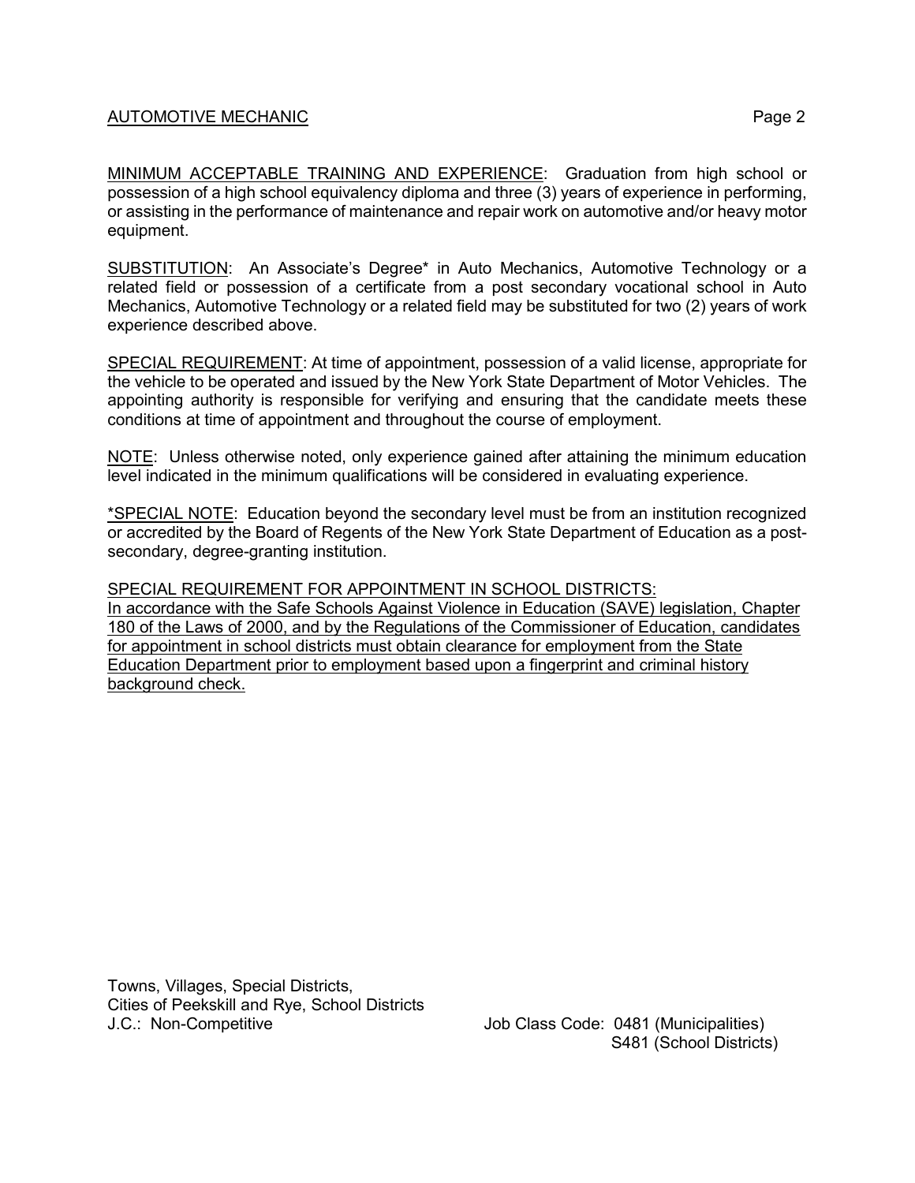MINIMUM ACCEPTABLE TRAINING AND EXPERIENCE: Graduation from high school or possession of a high school equivalency diploma and three (3) years of experience in performing, or assisting in the performance of maintenance and repair work on automotive and/or heavy motor equipment.

SUBSTITUTION: An Associate's Degree* in Auto Mechanics, Automotive Technology or a related field or possession of a certificate from a post secondary vocational school in Auto Mechanics, Automotive Technology or a related field may be substituted for two (2) years of work experience described above.

SPECIAL REQUIREMENT: At time of appointment, possession of a valid license, appropriate for the vehicle to be operated and issued by the New York State Department of Motor Vehicles. The appointing authority is responsible for verifying and ensuring that the candidate meets these conditions at time of appointment and throughout the course of employment.

NOTE: Unless otherwise noted, only experience gained after attaining the minimum education level indicated in the minimum qualifications will be considered in evaluating experience.

*SPECIAL NOTE: Education beyond the secondary level must be from an institution recognized or accredited by the Board of Regents of the New York State Department of Education as a post-secondary, degree-granting institution.

SPECIAL REQUIREMENT FOR APPOINTMENT IN SCHOOL DISTRICTS:
In accordance with the Safe Schools Against Violence in Education (SAVE) legislation, Chapter 180 of the Laws of 2000, and by the Regulations of the Commissioner of Education, candidates for appointment in school districts must obtain clearance for employment from the State Education Department prior to employment based upon a fingerprint and criminal history background check.

Towns, Villages, Special Districts,
Cities of Peekskill and Rye, School Districts
J.C.: Non-Competitive

Job Class Code: 0481 (Municipalities)
S481 (School Districts)